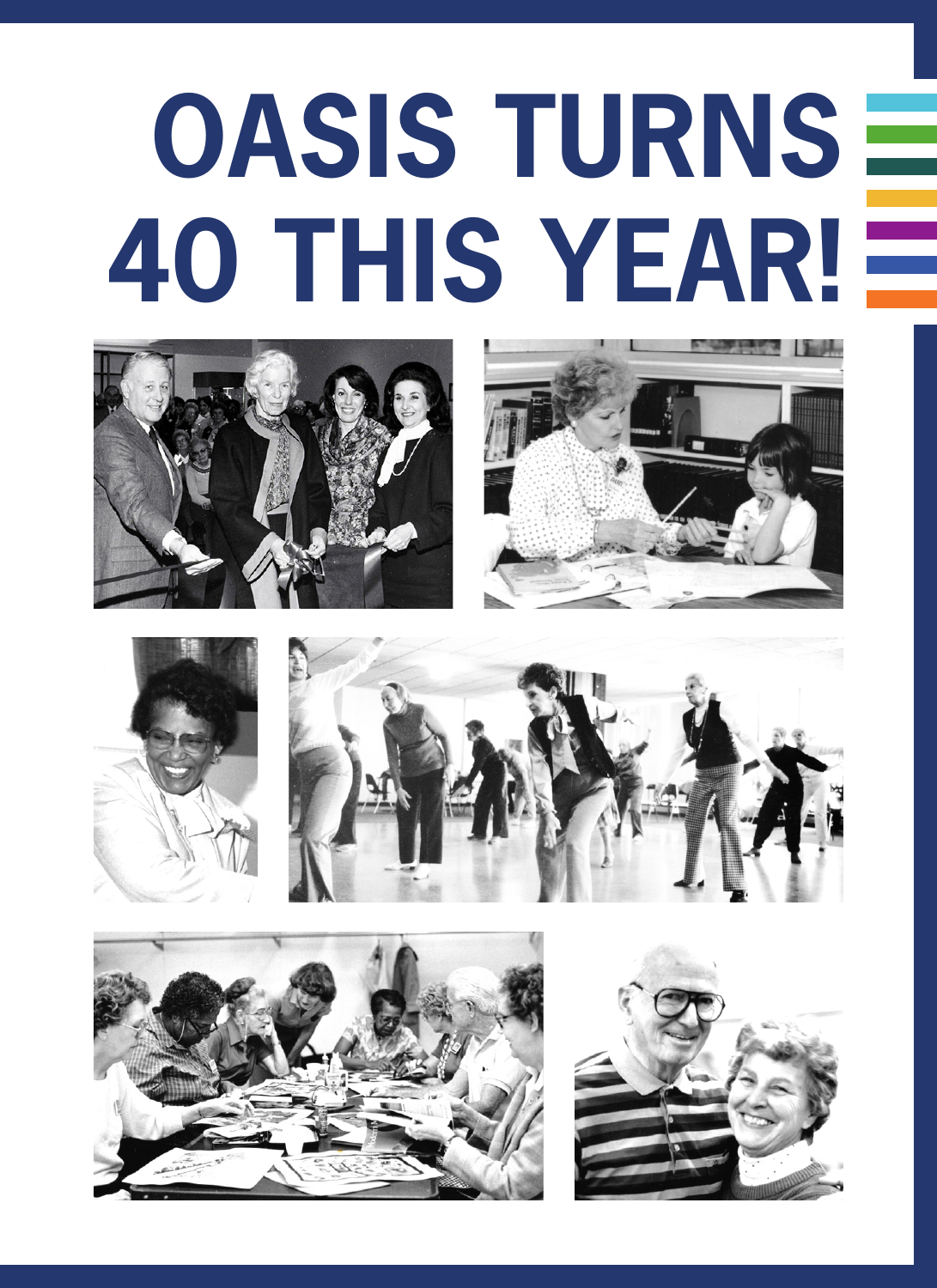# OASIS TURNS 40 THIS YEAR!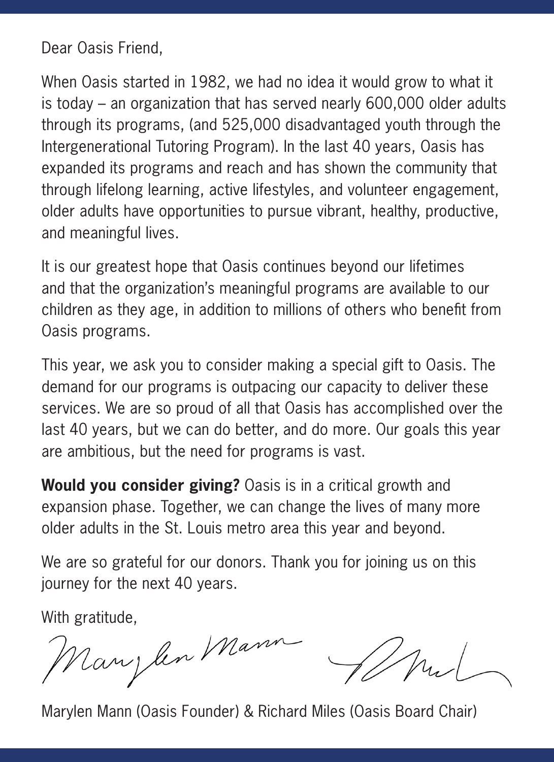Dear Oasis Friend,

When Oasis started in 1982, we had no idea it would grow to what it is today – an organization that has served nearly 600,000 older adults through its programs, (and 525,000 disadvantaged youth through the Intergenerational Tutoring Program). In the last 40 years, Oasis has expanded its programs and reach and has shown the community that through lifelong learning, active lifestyles, and volunteer engagement, older adults have opportunities to pursue vibrant, healthy, productive, and meaningful lives.

It is our greatest hope that Oasis continues beyond our lifetimes and that the organization's meaningful programs are available to our children as they age, in addition to millions of others who benefit from Oasis programs.

This year, we ask you to consider making a special gift to Oasis. The demand for our programs is outpacing our capacity to deliver these services. We are so proud of all that Oasis has accomplished over the last 40 years, but we can do better, and do more. Our goals this year are ambitious, but the need for programs is vast.

**Would you consider giving?** Oasis is in a critical growth and expansion phase. Together, we can change the lives of many more older adults in the St. Louis metro area this year and beyond.

We are so grateful for our donors. Thank you for joining us on this journey for the next 40 years.

With gratitude,

Marylen Mann (Oasis Founder) & Richard Miles (Oasis Board Chair)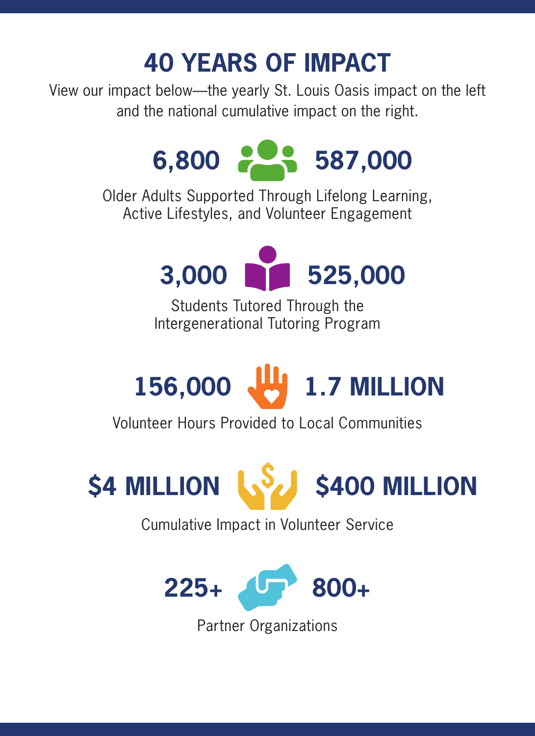# 40 YEARS OF IMPACT

View our impact below—the yearly St. Louis Oasis impact on the left and the national cumulative impact on the right.

**6,800** | **587,000**

Older Adults Supported Through Lifelong Learning, Active Lifestyles, and Volunteer Engagement

**3,000** | **525,000**

Students Tutored Through the Intergenerational Tutoring Program

**156,000** | **1.7 MILLION**

Volunteer Hours Provided to Local Communities

**$4 MILLION** | **$400 MILLION**

Cumulative Impact in Volunteer Service

**225+** | **800+**

Partner Organizations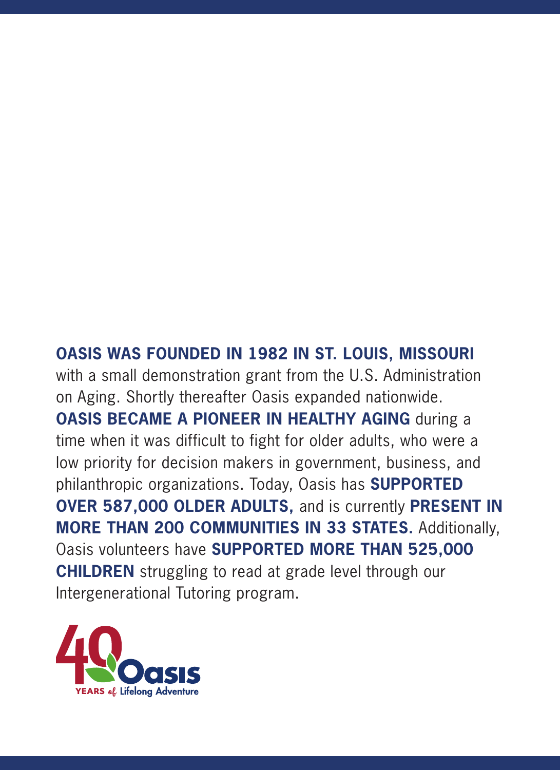**OASIS WAS FOUNDED IN 1982 IN ST. LOUIS, MISSOURI** with a small demonstration grant from the U.S. Administration on Aging. Shortly thereafter Oasis expanded nationwide. **OASIS BECAME A PIONEER IN HEALTHY AGING** during a time when it was difficult to fight for older adults, who were a low priority for decision makers in government, business, and philanthropic organizations. Today, Oasis has **SUPPORTED OVER 587,000 OLDER ADULTS,** and is currently **PRESENT IN MORE THAN 200 COMMUNITIES IN 33 STATES.** Additionally, Oasis volunteers have **SUPPORTED MORE THAN 525,000 CHILDREN** struggling to read at grade level through our Intergenerational Tutoring program.

40 Oasis
YEARS of Lifelong Adventure